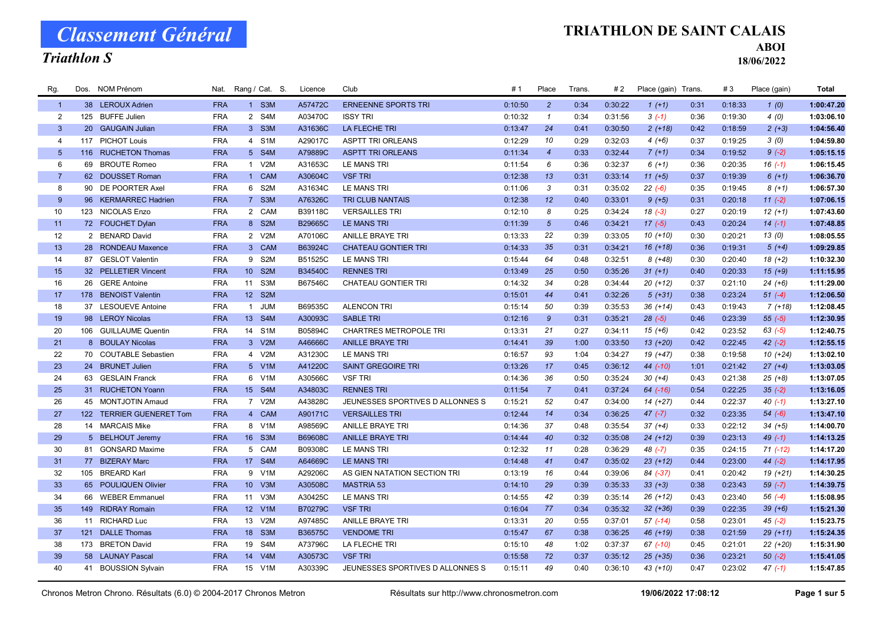# Classement Général

## Triathlon S

# TRIATHLON DE SAINT CALAIS

**ABOI**

**18/06/2022**

| Rg. | Dos. | NOM Prénom | Nat. | Rang / Cat. | S. | Licence | Club | # 1 | Place | Trans. | # 2 | Place (gain) | Trans. | # 3 | Place (gain) | Total |
|---|---|---|---|---|---|---|---|---|---|---|---|---|---|---|---|---|
| 1 | 38 | LEROUX Adrien | FRA | 1 | S3M | A57472C | ERNEENNE SPORTS TRI | 0:10:50 | 2 | 0:34 | 0:30:22 | 1 (+1) | 0:31 | 0:18:33 | 1 (0) | 1:00:47.20 |
| 2 | 125 | BUFFE Julien | FRA | 2 | S4M | A03470C | ISSY TRI | 0:10:32 | 1 | 0:34 | 0:31:56 | 3 (-1) | 0:36 | 0:19:30 | 4 (0) | 1:03:06.10 |
| 3 | 20 | GAUGAIN Julian | FRA | 3 | S3M | A31636C | LA FLECHE TRI | 0:13:47 | 24 | 0:41 | 0:30:50 | 2 (+18) | 0:42 | 0:18:59 | 2 (+3) | 1:04:56.40 |
| 4 | 117 | PICHOT Louis | FRA | 4 | S1M | A29017C | ASPTT TRI ORLEANS | 0:12:29 | 10 | 0:29 | 0:32:03 | 4 (+6) | 0:37 | 0:19:25 | 3 (0) | 1:04:59.80 |
| 5 | 116 | RUCHETON Thomas | FRA | 5 | S4M | A79889C | ASPTT TRI ORLEANS | 0:11:34 | 4 | 0:33 | 0:32:44 | 7 (+1) | 0:34 | 0:19:52 | 9 (-2) | 1:05:15.15 |
| 6 | 69 | BROUTE Romeo | FRA | 1 | V2M | A31653C | LE MANS TRI | 0:11:54 | 6 | 0:36 | 0:32:37 | 6 (+1) | 0:36 | 0:20:35 | 16 (-1) | 1:06:15.45 |
| 7 | 62 | DOUSSET Roman | FRA | 1 | CAM | A30604C | VSF TRI | 0:12:38 | 13 | 0:31 | 0:33:14 | 11 (+5) | 0:37 | 0:19:39 | 6 (+1) | 1:06:36.70 |
| 8 | 90 | DE POORTER Axel | FRA | 6 | S2M | A31634C | LE MANS TRI | 0:11:06 | 3 | 0:31 | 0:35:02 | 22 (-6) | 0:35 | 0:19:45 | 8 (+1) | 1:06:57.30 |
| 9 | 96 | KERMARREC Hadrien | FRA | 7 | S3M | A76326C | TRI CLUB NANTAIS | 0:12:38 | 12 | 0:40 | 0:33:01 | 9 (+5) | 0:31 | 0:20:18 | 11 (-2) | 1:07:06.15 |
| 10 | 123 | NICOLAS Enzo | FRA | 2 | CAM | B39118C | VERSAILLES TRI | 0:12:10 | 8 | 0:25 | 0:34:24 | 18 (-3) | 0:27 | 0:20:19 | 12 (+1) | 1:07:43.60 |
| 11 | 72 | FOUCHET Dylan | FRA | 8 | S2M | B29665C | LE MANS TRI | 0:11:39 | 5 | 0:46 | 0:34:21 | 17 (-5) | 0:43 | 0:20:24 | 14 (-1) | 1:07:48.85 |
| 12 | 2 | BENARD David | FRA | 2 | V2M | A70106C | ANILLE BRAYE TRI | 0:13:33 | 22 | 0:39 | 0:33:05 | 10 (+10) | 0:30 | 0:20:21 | 13 (0) | 1:08:05.55 |
| 13 | 28 | RONDEAU Maxence | FRA | 3 | CAM | B63924C | CHATEAU GONTIER TRI | 0:14:33 | 35 | 0:31 | 0:34:21 | 16 (+18) | 0:36 | 0:19:31 | 5 (+4) | 1:09:29.85 |
| 14 | 87 | GESLOT Valentin | FRA | 9 | S2M | B51525C | LE MANS TRI | 0:15:44 | 64 | 0:48 | 0:32:51 | 8 (+48) | 0:30 | 0:20:40 | 18 (+2) | 1:10:32.30 |
| 15 | 32 | PELLETIER Vincent | FRA | 10 | S2M | B34540C | RENNES TRI | 0:13:49 | 25 | 0:50 | 0:35:26 | 31 (+1) | 0:40 | 0:20:33 | 15 (+9) | 1:11:15.95 |
| 16 | 26 | GERE Antoine | FRA | 11 | S3M | B67546C | CHATEAU GONTIER TRI | 0:14:32 | 34 | 0:28 | 0:34:44 | 20 (+12) | 0:37 | 0:21:10 | 24 (+6) | 1:11:29.00 |
| 17 | 178 | BENOIST Valentin | FRA | 12 | S2M | | | 0:15:01 | 44 | 0:41 | 0:32:26 | 5 (+31) | 0:38 | 0:23:24 | 51 (-4) | 1:12:06.50 |
| 18 | 37 | LESOUEVE Antoine | FRA | 1 | JUM | B69535C | ALENCON TRI | 0:15:14 | 50 | 0:39 | 0:35:53 | 36 (+14) | 0:43 | 0:19:43 | 7 (+18) | 1:12:08.45 |
| 19 | 98 | LEROY Nicolas | FRA | 13 | S4M | A30093C | SABLE TRI | 0:12:16 | 9 | 0:31 | 0:35:21 | 28 (-5) | 0:46 | 0:23:39 | 55 (-5) | 1:12:30.95 |
| 20 | 106 | GUILLAUME Quentin | FRA | 14 | S1M | B05894C | CHARTRES METROPOLE TRI | 0:13:31 | 21 | 0:27 | 0:34:11 | 15 (+6) | 0:42 | 0:23:52 | 63 (-5) | 1:12:40.75 |
| 21 | 8 | BOULAY Nicolas | FRA | 3 | V2M | A46666C | ANILLE BRAYE TRI | 0:14:41 | 39 | 1:00 | 0:33:50 | 13 (+20) | 0:42 | 0:22:45 | 42 (-2) | 1:12:55.15 |
| 22 | 70 | COUTABLE Sebastien | FRA | 4 | V2M | A31230C | LE MANS TRI | 0:16:57 | 93 | 1:04 | 0:34:27 | 19 (+47) | 0:38 | 0:19:58 | 10 (+24) | 1:13:02.10 |
| 23 | 24 | BRUNET Julien | FRA | 5 | V1M | A41220C | SAINT GREGOIRE TRI | 0:13:26 | 17 | 0:45 | 0:36:12 | 44 (-10) | 1:01 | 0:21:42 | 27 (+4) | 1:13:03.05 |
| 24 | 63 | GESLAIN Franck | FRA | 6 | V1M | A30566C | VSF TRI | 0:14:36 | 36 | 0:50 | 0:35:24 | 30 (+4) | 0:43 | 0:21:38 | 25 (+8) | 1:13:07.05 |
| 25 | 31 | RUCHETON Yoann | FRA | 15 | S4M | A34803C | RENNES TRI | 0:11:54 | 7 | 0:41 | 0:37:24 | 64 (-16) | 0:54 | 0:22:25 | 35 (-2) | 1:13:16.05 |
| 26 | 45 | MONTJOTIN Arnaud | FRA | 7 | V2M | A43828C | JEUNESSES SPORTIVES D ALLONNES S | 0:15:21 | 52 | 0:47 | 0:34:00 | 14 (+27) | 0:44 | 0:22:37 | 40 (-1) | 1:13:27.10 |
| 27 | 122 | TERRIER GUENERET Tom | FRA | 4 | CAM | A90171C | VERSAILLES TRI | 0:12:44 | 14 | 0:34 | 0:36:25 | 47 (-7) | 0:32 | 0:23:35 | 54 (-6) | 1:13:47.10 |
| 28 | 14 | MARCAIS Mike | FRA | 8 | V1M | A98569C | ANILLE BRAYE TRI | 0:14:36 | 37 | 0:48 | 0:35:54 | 37 (+4) | 0:33 | 0:22:12 | 34 (+5) | 1:14:00.70 |
| 29 | 5 | BELHOUT Jeremy | FRA | 16 | S3M | B69608C | ANILLE BRAYE TRI | 0:14:44 | 40 | 0:32 | 0:35:08 | 24 (+12) | 0:39 | 0:23:13 | 49 (-1) | 1:14:13.25 |
| 30 | 81 | GONSARD Maxime | FRA | 5 | CAM | B09308C | LE MANS TRI | 0:12:32 | 11 | 0:28 | 0:36:29 | 48 (-7) | 0:35 | 0:24:15 | 71 (-12) | 1:14:17.20 |
| 31 | 77 | BIZERAY Marc | FRA | 17 | S4M | A64669C | LE MANS TRI | 0:14:48 | 41 | 0:47 | 0:35:02 | 23 (+12) | 0:44 | 0:23:00 | 44 (-2) | 1:14:17.95 |
| 32 | 105 | BREARD Karl | FRA | 9 | V1M | A29206C | AS GIEN NATATION SECTION TRI | 0:13:19 | 16 | 0:44 | 0:39:06 | 84 (-37) | 0:41 | 0:20:42 | 19 (+21) | 1:14:30.25 |
| 33 | 65 | POULIQUEN Olivier | FRA | 10 | V3M | A30508C | MASTRIA 53 | 0:14:10 | 29 | 0:39 | 0:35:33 | 33 (+3) | 0:38 | 0:23:43 | 59 (-7) | 1:14:39.75 |
| 34 | 66 | WEBER Emmanuel | FRA | 11 | V3M | A30425C | LE MANS TRI | 0:14:55 | 42 | 0:39 | 0:35:14 | 26 (+12) | 0:43 | 0:23:40 | 56 (-4) | 1:15:08.95 |
| 35 | 149 | RIDRAY Romain | FRA | 12 | V1M | B70279C | VSF TRI | 0:16:04 | 77 | 0:34 | 0:35:32 | 32 (+36) | 0:39 | 0:22:35 | 39 (+6) | 1:15:21.30 |
| 36 | 11 | RICHARD Luc | FRA | 13 | V2M | A97485C | ANILLE BRAYE TRI | 0:13:31 | 20 | 0:55 | 0:37:01 | 57 (-14) | 0:58 | 0:23:01 | 45 (-2) | 1:15:23.75 |
| 37 | 121 | DALLE Thomas | FRA | 18 | S3M | B36575C | VENDOME TRI | 0:15:47 | 67 | 0:38 | 0:36:25 | 46 (+19) | 0:38 | 0:21:59 | 29 (+11) | 1:15:24.35 |
| 38 | 173 | BRETON David | FRA | 19 | S4M | A73796C | LA FLECHE TRI | 0:15:10 | 48 | 1:02 | 0:37:37 | 67 (-10) | 0:45 | 0:21:01 | 22 (+20) | 1:15:31.90 |
| 39 | 58 | LAUNAY Pascal | FRA | 14 | V4M | A30573C | VSF TRI | 0:15:58 | 72 | 0:37 | 0:35:12 | 25 (+35) | 0:36 | 0:23:21 | 50 (-2) | 1:15:41.05 |
| 40 | 41 | BOUSSION Sylvain | FRA | 15 | V1M | A30339C | JEUNESSES SPORTIVES D ALLONNES S | 0:15:11 | 49 | 0:40 | 0:36:10 | 43 (+10) | 0:47 | 0:23:02 | 47 (-1) | 1:15:47.85 |

Chronos Metron Chrono. Résultats (6.0) © 2004-2017 Chronos Metron — Résultats sur http://www.chronosmetron.com — 19/06/2022 17:08:12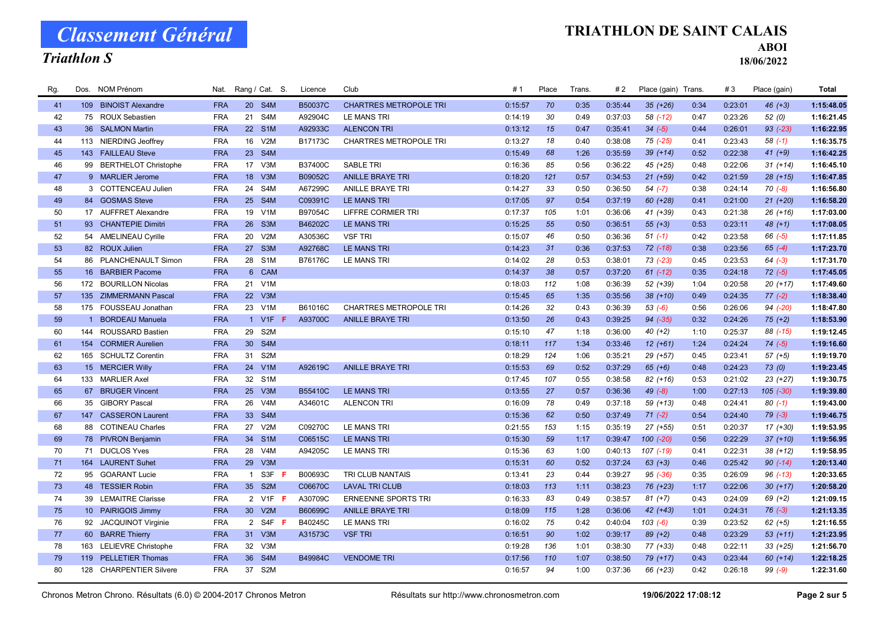# Classement Général

## Triathlon S

## TRIATHLON DE SAINT CALAIS

### ABOI

### 18/06/2022

| Rg. | Dos. | NOM Prénom | Nat. | Rang / Cat. | S. | Licence | Club | # 1 | Place | Trans. | # 2 | Place (gain) | Trans. | # 3 | Place (gain) | Total |
|---|---|---|---|---|---|---|---|---|---|---|---|---|---|---|---|---|
| 41 | 109 | BINOIST Alexandre | FRA | 20 S4M | | B50037C | CHARTRES METROPOLE TRI | 0:15:57 | 70 | 0:35 | 0:35:44 | 35 (+26) | 0:34 | 0:23:01 | 46 (+3) | 1:15:48.05 |
| 42 | 75 | ROUX Sebastien | FRA | 21 S4M | | A92904C | LE MANS TRI | 0:14:19 | 30 | 0:49 | 0:37:03 | 58 (-12) | 0:47 | 0:23:26 | 52 (0) | 1:16:21.45 |
| 43 | 36 | SALMON Martin | FRA | 22 S1M | | A92933C | ALENCON TRI | 0:13:12 | 15 | 0:47 | 0:35:41 | 34 (-5) | 0:44 | 0:26:01 | 93 (-23) | 1:16:22.95 |
| 44 | 113 | NIERDING Jeoffrey | FRA | 16 V2M | | B17173C | CHARTRES METROPOLE TRI | 0:13:27 | 18 | 0:40 | 0:38:08 | 75 (-25) | 0:41 | 0:23:43 | 58 (-1) | 1:16:35.75 |
| 45 | 143 | FAILLEAU Steve | FRA | 23 S4M | | | | 0:15:49 | 68 | 1:26 | 0:35:59 | 39 (+14) | 0:52 | 0:22:38 | 41 (+9) | 1:16:42.25 |
| 46 | 99 | BERTHELOT Christophe | FRA | 17 V3M | | B37400C | SABLE TRI | 0:16:36 | 85 | 0:56 | 0:36:22 | 45 (+25) | 0:48 | 0:22:06 | 31 (+14) | 1:16:45.10 |
| 47 | 9 | MARLIER Jerome | FRA | 18 V3M | | B09052C | ANILLE BRAYE TRI | 0:18:20 | 121 | 0:57 | 0:34:53 | 21 (+59) | 0:42 | 0:21:59 | 28 (+15) | 1:16:47.85 |
| 48 | 3 | COTTENCEAU Julien | FRA | 24 S4M | | A67299C | ANILLE BRAYE TRI | 0:14:27 | 33 | 0:50 | 0:36:50 | 54 (-7) | 0:38 | 0:24:14 | 70 (-8) | 1:16:56.80 |
| 49 | 84 | GOSMAS Steve | FRA | 25 S4M | | C09391C | LE MANS TRI | 0:17:05 | 97 | 0:54 | 0:37:19 | 60 (+28) | 0:41 | 0:21:00 | 21 (+20) | 1:16:58.20 |
| 50 | 17 | AUFFRET Alexandre | FRA | 19 V1M | | B97054C | LIFFRE CORMIER TRI | 0:17:37 | 105 | 1:01 | 0:36:06 | 41 (+39) | 0:43 | 0:21:38 | 26 (+16) | 1:17:03.00 |
| 51 | 93 | CHANTEPIE Dimitri | FRA | 26 S3M | | B46202C | LE MANS TRI | 0:15:25 | 55 | 0:50 | 0:36:51 | 55 (+3) | 0:53 | 0:23:11 | 48 (+1) | 1:17:08.05 |
| 52 | 54 | AMELINEAU Cyrille | FRA | 20 V2M | | A30536C | VSF TRI | 0:15:07 | 46 | 0:50 | 0:36:36 | 51 (-1) | 0:42 | 0:23:58 | 66 (-5) | 1:17:11.85 |
| 53 | 82 | ROUX Julien | FRA | 27 S3M | | A92768C | LE MANS TRI | 0:14:23 | 31 | 0:36 | 0:37:53 | 72 (-18) | 0:38 | 0:23:56 | 65 (-4) | 1:17:23.70 |
| 54 | 86 | PLANCHENAULT Simon | FRA | 28 S1M | | B76176C | LE MANS TRI | 0:14:02 | 28 | 0:53 | 0:38:01 | 73 (-23) | 0:45 | 0:23:53 | 64 (-3) | 1:17:31.70 |
| 55 | 16 | BARBIER Pacome | FRA | 6 CAM | | | | 0:14:37 | 38 | 0:57 | 0:37:20 | 61 (-12) | 0:35 | 0:24:18 | 72 (-5) | 1:17:45.05 |
| 56 | 172 | BOURILLON Nicolas | FRA | 21 V1M | | | | 0:18:03 | 112 | 1:08 | 0:36:39 | 52 (+39) | 1:04 | 0:20:58 | 20 (+17) | 1:17:49.60 |
| 57 | 135 | ZIMMERMANN Pascal | FRA | 22 V3M | | | | 0:15:45 | 65 | 1:35 | 0:35:56 | 38 (+10) | 0:49 | 0:24:35 | 77 (-2) | 1:18:38.40 |
| 58 | 175 | FOUSSEAU Jonathan | FRA | 23 V1M | | B61016C | CHARTRES METROPOLE TRI | 0:14:26 | 32 | 0:43 | 0:36:39 | 53 (-6) | 0:56 | 0:26:06 | 94 (-20) | 1:18:47.80 |
| 59 | 1 | BORDEAU Manuela | FRA | 1 V1F | F | A93700C | ANILLE BRAYE TRI | 0:13:50 | 26 | 0:43 | 0:39:25 | 94 (-35) | 0:32 | 0:24:26 | 75 (+2) | 1:18:53.90 |
| 60 | 144 | ROUSSARD Bastien | FRA | 29 S2M | | | | 0:15:10 | 47 | 1:18 | 0:36:00 | 40 (+2) | 1:10 | 0:25:37 | 88 (-15) | 1:19:12.45 |
| 61 | 154 | CORMIER Aurelien | FRA | 30 S4M | | | | 0:18:11 | 117 | 1:34 | 0:33:46 | 12 (+61) | 1:24 | 0:24:24 | 74 (-5) | 1:19:16.60 |
| 62 | 165 | SCHULTZ Corentin | FRA | 31 S2M | | | | 0:18:29 | 124 | 1:06 | 0:35:21 | 29 (+57) | 0:45 | 0:23:41 | 57 (+5) | 1:19:19.70 |
| 63 | 15 | MERCIER Willy | FRA | 24 V1M | | A92619C | ANILLE BRAYE TRI | 0:15:53 | 69 | 0:52 | 0:37:29 | 65 (+6) | 0:48 | 0:24:23 | 73 (0) | 1:19:23.45 |
| 64 | 133 | MARLIER Axel | FRA | 32 S1M | | | | 0:17:45 | 107 | 0:55 | 0:38:58 | 82 (+16) | 0:53 | 0:21:02 | 23 (+27) | 1:19:30.75 |
| 65 | 67 | BRUGER Vincent | FRA | 25 V3M | | B55410C | LE MANS TRI | 0:13:55 | 27 | 0:57 | 0:36:36 | 49 (-8) | 1:00 | 0:27:13 | 105 (-30) | 1:19:39.80 |
| 66 | 35 | GIBORY Pascal | FRA | 26 V4M | | A34601C | ALENCON TRI | 0:16:09 | 78 | 0:49 | 0:37:18 | 59 (+13) | 0:48 | 0:24:41 | 80 (-1) | 1:19:43.00 |
| 67 | 147 | CASSERON Laurent | FRA | 33 S4M | | | | 0:15:36 | 62 | 0:50 | 0:37:49 | 71 (-2) | 0:54 | 0:24:40 | 79 (-3) | 1:19:46.75 |
| 68 | 88 | COTINEAU Charles | FRA | 27 V2M | | C09270C | LE MANS TRI | 0:21:55 | 153 | 1:15 | 0:35:19 | 27 (+55) | 0:51 | 0:20:37 | 17 (+30) | 1:19:53.95 |
| 69 | 78 | PIVRON Benjamin | FRA | 34 S1M | | C06515C | LE MANS TRI | 0:15:30 | 59 | 1:17 | 0:39:47 | 100 (-20) | 0:56 | 0:22:29 | 37 (+10) | 1:19:56.95 |
| 70 | 71 | DUCLOS Yves | FRA | 28 V4M | | A94205C | LE MANS TRI | 0:15:36 | 63 | 1:00 | 0:40:13 | 107 (-19) | 0:41 | 0:22:31 | 38 (+12) | 1:19:58.95 |
| 71 | 164 | LAURENT Suhet | FRA | 29 V3M | | | | 0:15:31 | 60 | 0:52 | 0:37:24 | 63 (+3) | 0:46 | 0:25:42 | 90 (-14) | 1:20:13.40 |
| 72 | 95 | GOARANT Lucie | FRA | 1 S3F | F | B00693C | TRI CLUB NANTAIS | 0:13:41 | 23 | 0:44 | 0:39:27 | 95 (-36) | 0:35 | 0:26:09 | 96 (-13) | 1:20:33.65 |
| 73 | 48 | TESSIER Robin | FRA | 35 S2M | | C06670C | LAVAL TRI CLUB | 0:18:03 | 113 | 1:11 | 0:38:23 | 76 (+23) | 1:17 | 0:22:06 | 30 (+17) | 1:20:58.20 |
| 74 | 39 | LEMAITRE Clarisse | FRA | 2 V1F | F | A30709C | ERNEENNE SPORTS TRI | 0:16:33 | 83 | 0:49 | 0:38:57 | 81 (+7) | 0:43 | 0:24:09 | 69 (+2) | 1:21:09.15 |
| 75 | 10 | PAIRIGOIS Jimmy | FRA | 30 V2M | | B60699C | ANILLE BRAYE TRI | 0:18:09 | 115 | 1:28 | 0:36:06 | 42 (+43) | 1:01 | 0:24:31 | 76 (-3) | 1:21:13.35 |
| 76 | 92 | JACQUINOT Virginie | FRA | 2 S4F | F | B40245C | LE MANS TRI | 0:16:02 | 75 | 0:42 | 0:40:04 | 103 (-6) | 0:39 | 0:23:52 | 62 (+5) | 1:21:16.55 |
| 77 | 60 | BARRE Thierry | FRA | 31 V3M | | A31573C | VSF TRI | 0:16:51 | 90 | 1:02 | 0:39:17 | 89 (+2) | 0:48 | 0:23:29 | 53 (+11) | 1:21:23.95 |
| 78 | 163 | LELIEVRE Christophe | FRA | 32 V3M | | | | 0:19:28 | 136 | 1:01 | 0:38:30 | 77 (+33) | 0:48 | 0:22:11 | 33 (+25) | 1:21:56.70 |
| 79 | 119 | PELLETIER Thomas | FRA | 36 S4M | | B49984C | VENDOME TRI | 0:17:56 | 110 | 1:07 | 0:38:50 | 79 (+17) | 0:43 | 0:23:44 | 60 (+14) | 1:22:18.25 |
| 80 | 128 | CHARPENTIER Silvere | FRA | 37 S2M | | | | 0:16:57 | 94 | 1:00 | 0:37:36 | 66 (+23) | 0:42 | 0:26:18 | 99 (-9) | 1:22:31.60 |

Chronos Metron Chrono. Résultats (6.0) © 2004-2017 Chronos Metron — Résultats sur http://www.chronosmetron.com — 19/06/2022 17:08:12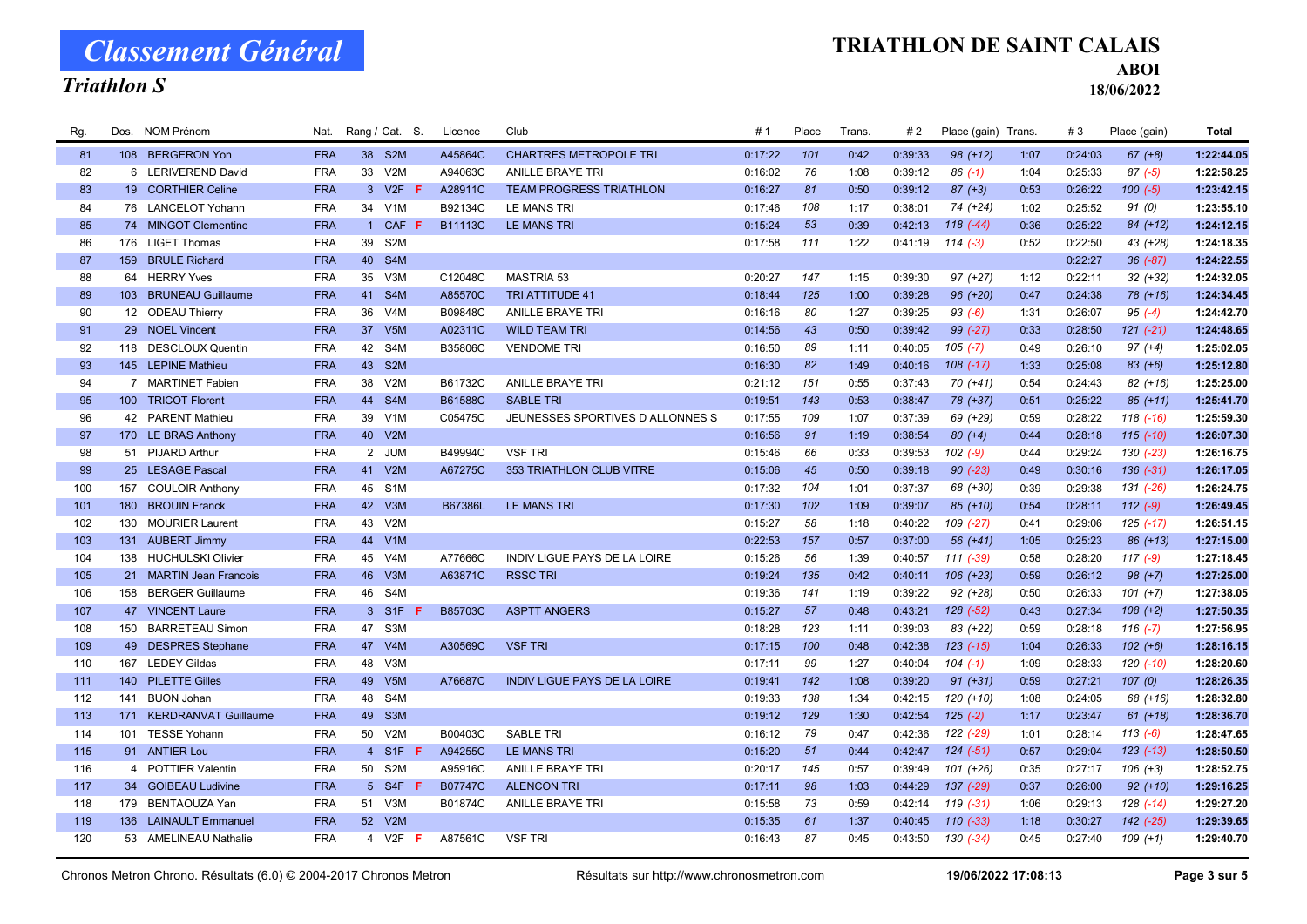# Classement Général

## Triathlon S

## TRIATHLON DE SAINT CALAIS

**ABOI**

**18/06/2022**

| Rg. | Dos. | NOM Prénom | Nat. | Rang / Cat. | S. | Licence | Club | # 1 | Place | Trans. | # 2 | Place (gain) | Trans. | # 3 | Place (gain) | Total |
|---|---|---|---|---|---|---|---|---|---|---|---|---|---|---|---|---|
| 81 | 108 | BERGERON Yon | FRA | 38 S2M | | A45864C | CHARTRES METROPOLE TRI | 0:17:22 | 101 | 0:42 | 0:39:33 | 98 (+12) | 1:07 | 0:24:03 | 67 (+8) | 1:22:44.05 |
| 82 | 6 | LERIVEREND David | FRA | 33 V2M | | A94063C | ANILLE BRAYE TRI | 0:16:02 | 76 | 1:08 | 0:39:12 | 86 (-1) | 1:04 | 0:25:33 | 87 (-5) | 1:22:58.25 |
| 83 | 19 | CORTHIER Celine | FRA | 3 V2F | F | A28911C | TEAM PROGRESS TRIATHLON | 0:16:27 | 81 | 0:50 | 0:39:12 | 87 (+3) | 0:53 | 0:26:22 | 100 (-5) | 1:23:42.15 |
| 84 | 76 | LANCELOT Yohann | FRA | 34 V1M | | B92134C | LE MANS TRI | 0:17:46 | 108 | 1:17 | 0:38:01 | 74 (+24) | 1:02 | 0:25:52 | 91 (0) | 1:23:55.10 |
| 85 | 74 | MINGOT Clementine | FRA | 1 CAF | F | B11113C | LE MANS TRI | 0:15:24 | 53 | 0:39 | 0:42:13 | 118 (-44) | 0:36 | 0:25:22 | 84 (+12) | 1:24:12.15 |
| 86 | 176 | LIGET Thomas | FRA | 39 S2M | | | | 0:17:58 | 111 | 1:22 | 0:41:19 | 114 (-3) | 0:52 | 0:22:50 | 43 (+28) | 1:24:18.35 |
| 87 | 159 | BRULE Richard | FRA | 40 S4M | | | | | | | | | | 0:22:27 | 36 (-87) | 1:24:22.55 |
| 88 | 64 | HERRY Yves | FRA | 35 V3M | | C12048C | MASTRIA 53 | 0:20:27 | 147 | 1:15 | 0:39:30 | 97 (+27) | 1:12 | 0:22:11 | 32 (+32) | 1:24:32.05 |
| 89 | 103 | BRUNEAU Guillaume | FRA | 41 S4M | | A85570C | TRI ATTITUDE 41 | 0:18:44 | 125 | 1:00 | 0:39:28 | 96 (+20) | 0:47 | 0:24:38 | 78 (+16) | 1:24:34.45 |
| 90 | 12 | ODEAU Thierry | FRA | 36 V4M | | B09848C | ANILLE BRAYE TRI | 0:16:16 | 80 | 1:27 | 0:39:25 | 93 (-6) | 1:31 | 0:26:07 | 95 (-4) | 1:24:42.70 |
| 91 | 29 | NOEL Vincent | FRA | 37 V5M | | A02311C | WILD TEAM TRI | 0:14:56 | 43 | 0:50 | 0:39:42 | 99 (-27) | 0:33 | 0:28:50 | 121 (-21) | 1:24:48.65 |
| 92 | 118 | DESCLOUX Quentin | FRA | 42 S4M | | B35806C | VENDOME TRI | 0:16:50 | 89 | 1:11 | 0:40:05 | 105 (-7) | 0:49 | 0:26:10 | 97 (+4) | 1:25:02.05 |
| 93 | 145 | LEPINE Mathieu | FRA | 43 S2M | | | | 0:16:30 | 82 | 1:49 | 0:40:16 | 108 (-17) | 1:33 | 0:25:08 | 83 (+6) | 1:25:12.80 |
| 94 | 7 | MARTINET Fabien | FRA | 38 V2M | | B61732C | ANILLE BRAYE TRI | 0:21:12 | 151 | 0:55 | 0:37:43 | 70 (+41) | 0:54 | 0:24:43 | 82 (+16) | 1:25:25.00 |
| 95 | 100 | TRICOT Florent | FRA | 44 S4M | | B61588C | SABLE TRI | 0:19:51 | 143 | 0:53 | 0:38:47 | 78 (+37) | 0:51 | 0:25:22 | 85 (+11) | 1:25:41.70 |
| 96 | 42 | PARENT Mathieu | FRA | 39 V1M | | C05475C | JEUNESSES SPORTIVES D ALLONNES S | 0:17:55 | 109 | 1:07 | 0:37:39 | 69 (+29) | 0:59 | 0:28:22 | 118 (-16) | 1:25:59.30 |
| 97 | 170 | LE BRAS Anthony | FRA | 40 V2M | | | | 0:16:56 | 91 | 1:19 | 0:38:54 | 80 (+4) | 0:44 | 0:28:18 | 115 (-10) | 1:26:07.30 |
| 98 | 51 | PIJARD Arthur | FRA | 2 JUM | | B49994C | VSF TRI | 0:15:46 | 66 | 0:33 | 0:39:53 | 102 (-9) | 0:44 | 0:29:24 | 130 (-23) | 1:26:16.75 |
| 99 | 25 | LESAGE Pascal | FRA | 41 V2M | | A67275C | 353 TRIATHLON CLUB VITRE | 0:15:06 | 45 | 0:50 | 0:39:18 | 90 (-23) | 0:49 | 0:30:16 | 136 (-31) | 1:26:17.05 |
| 100 | 157 | COULOIR Anthony | FRA | 45 S1M | | | | 0:17:32 | 104 | 1:01 | 0:37:37 | 68 (+30) | 0:39 | 0:29:38 | 131 (-26) | 1:26:24.75 |
| 101 | 180 | BROUIN Franck | FRA | 42 V3M | | B67386L | LE MANS TRI | 0:17:30 | 102 | 1:09 | 0:39:07 | 85 (+10) | 0:54 | 0:28:11 | 112 (-9) | 1:26:49.45 |
| 102 | 130 | MOURIER Laurent | FRA | 43 V2M | | | | 0:15:27 | 58 | 1:18 | 0:40:22 | 109 (-27) | 0:41 | 0:29:06 | 125 (-17) | 1:26:51.15 |
| 103 | 131 | AUBERT Jimmy | FRA | 44 V1M | | | | 0:22:53 | 157 | 0:57 | 0:37:00 | 56 (+41) | 1:05 | 0:25:23 | 86 (+13) | 1:27:15.00 |
| 104 | 138 | HUCHULSKI Olivier | FRA | 45 V4M | | A77666C | INDIV LIGUE PAYS DE LA LOIRE | 0:15:26 | 56 | 1:39 | 0:40:57 | 111 (-39) | 0:58 | 0:28:20 | 117 (-9) | 1:27:18.45 |
| 105 | 21 | MARTIN Jean Francois | FRA | 46 V3M | | A63871C | RSSC TRI | 0:19:24 | 135 | 0:42 | 0:40:11 | 106 (+23) | 0:59 | 0:26:12 | 98 (+7) | 1:27:25.00 |
| 106 | 158 | BERGER Guillaume | FRA | 46 S4M | | | | 0:19:36 | 141 | 1:19 | 0:39:22 | 92 (+28) | 0:50 | 0:26:33 | 101 (+7) | 1:27:38.05 |
| 107 | 47 | VINCENT Laure | FRA | 3 S1F | F | B85703C | ASPTT ANGERS | 0:15:27 | 57 | 0:48 | 0:43:21 | 128 (-52) | 0:43 | 0:27:34 | 108 (+2) | 1:27:50.35 |
| 108 | 150 | BARRETEAU Simon | FRA | 47 S3M | | | | 0:18:28 | 123 | 1:11 | 0:39:03 | 83 (+22) | 0:59 | 0:28:18 | 116 (-7) | 1:27:56.95 |
| 109 | 49 | DESPRES Stephane | FRA | 47 V4M | | A30569C | VSF TRI | 0:17:15 | 100 | 0:48 | 0:42:38 | 123 (-15) | 1:04 | 0:26:33 | 102 (+6) | 1:28:16.15 |
| 110 | 167 | LEDEY Gildas | FRA | 48 V3M | | | | 0:17:11 | 99 | 1:27 | 0:40:04 | 104 (-1) | 1:09 | 0:28:33 | 120 (-10) | 1:28:20.60 |
| 111 | 140 | PILETTE Gilles | FRA | 49 V5M | | A76687C | INDIV LIGUE PAYS DE LA LOIRE | 0:19:41 | 142 | 1:08 | 0:39:20 | 91 (+31) | 0:59 | 0:27:21 | 107 (0) | 1:28:26.35 |
| 112 | 141 | BUON Johan | FRA | 48 S4M | | | | 0:19:33 | 138 | 1:34 | 0:42:15 | 120 (+10) | 1:08 | 0:24:05 | 68 (+16) | 1:28:32.80 |
| 113 | 171 | KERDRANVAT Guillaume | FRA | 49 S3M | | | | 0:19:12 | 129 | 1:30 | 0:42:54 | 125 (-2) | 1:17 | 0:23:47 | 61 (+18) | 1:28:36.70 |
| 114 | 101 | TESSE Yohann | FRA | 50 V2M | | B00403C | SABLE TRI | 0:16:12 | 79 | 0:47 | 0:42:36 | 122 (-29) | 1:01 | 0:28:14 | 113 (-6) | 1:28:47.65 |
| 115 | 91 | ANTIER Lou | FRA | 4 S1F | F | A94255C | LE MANS TRI | 0:15:20 | 51 | 0:44 | 0:42:47 | 124 (-51) | 0:57 | 0:29:04 | 123 (-13) | 1:28:50.50 |
| 116 | 4 | POTTIER Valentin | FRA | 50 S2M | | A95916C | ANILLE BRAYE TRI | 0:20:17 | 145 | 0:57 | 0:39:49 | 101 (+26) | 0:35 | 0:27:17 | 106 (+3) | 1:28:52.75 |
| 117 | 34 | GOIBEAU Ludivine | FRA | 5 S4F | F | B07747C | ALENCON TRI | 0:17:11 | 98 | 1:03 | 0:44:29 | 137 (-29) | 0:37 | 0:26:00 | 92 (+10) | 1:29:16.25 |
| 118 | 179 | BENTAOUZA Yan | FRA | 51 V3M | | B01874C | ANILLE BRAYE TRI | 0:15:58 | 73 | 0:59 | 0:42:14 | 119 (-31) | 1:06 | 0:29:13 | 128 (-14) | 1:29:27.20 |
| 119 | 136 | LAINAULT Emmanuel | FRA | 52 V2M | | | | 0:15:35 | 61 | 1:37 | 0:40:45 | 110 (-33) | 1:18 | 0:30:27 | 142 (-25) | 1:29:39.65 |
| 120 | 53 | AMELINEAU Nathalie | FRA | 4 V2F | F | A87561C | VSF TRI | 0:16:43 | 87 | 0:45 | 0:43:50 | 130 (-34) | 0:45 | 0:27:40 | 109 (+1) | 1:29:40.70 |

Chronos Metron Chrono. Résultats (6.0) © 2004-2017 Chronos Metron — Résultats sur http://www.chronosmetron.com — 19/06/2022 17:08:13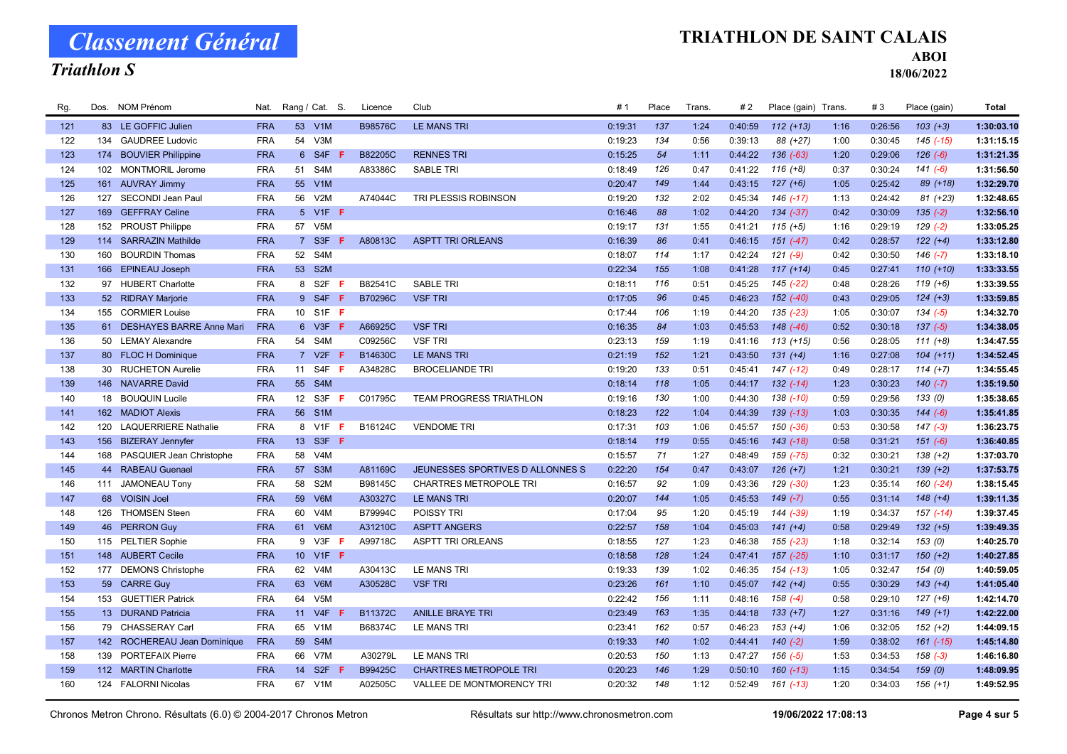# Classement Général

## Triathlon S

# TRIATHLON DE SAINT CALAIS

**ABOI**

**18/06/2022**

| Rg. | Dos. | NOM Prénom | Nat. | Rang / Cat. | | S. | Licence | Club | # 1 | Place | Trans. | # 2 | Place (gain) | Trans. | # 3 | Place (gain) | Total |
|---|---|---|---|---|---|---|---|---|---|---|---|---|---|---|---|---|---|
| 121 | 83 | LE GOFFIC Julien | FRA | 53 | V1M | | B98576C | LE MANS TRI | 0:19:31 | 137 | 1:24 | 0:40:59 | 112 (+13) | 1:16 | 0:26:56 | 103 (+3) | 1:30:03.10 |
| 122 | 134 | GAUDREE Ludovic | FRA | 54 | V3M | | | | 0:19:23 | 134 | 0:56 | 0:39:13 | 88 (+27) | 1:00 | 0:30:45 | 145 (-15) | 1:31:15.15 |
| 123 | 174 | BOUVIER Philippine | FRA | 6 | S4F | F | B82205C | RENNES TRI | 0:15:25 | 54 | 1:11 | 0:44:22 | 136 (-63) | 1:20 | 0:29:06 | 126 (-6) | 1:31:21.35 |
| 124 | 102 | MONTMORIL Jerome | FRA | 51 | S4M | | A83386C | SABLE TRI | 0:18:49 | 126 | 0:47 | 0:41:22 | 116 (+8) | 0:37 | 0:30:24 | 141 (-6) | 1:31:56.50 |
| 125 | 161 | AUVRAY Jimmy | FRA | 55 | V1M | | | | 0:20:47 | 149 | 1:44 | 0:43:15 | 127 (+6) | 1:05 | 0:25:42 | 89 (+18) | 1:32:29.70 |
| 126 | 127 | SECONDI Jean Paul | FRA | 56 | V2M | | A74044C | TRI PLESSIS ROBINSON | 0:19:20 | 132 | 2:02 | 0:45:34 | 146 (-17) | 1:13 | 0:24:42 | 81 (+23) | 1:32:48.65 |
| 127 | 169 | GEFFRAY Celine | FRA | 5 | V1F | F | | | 0:16:46 | 88 | 1:02 | 0:44:20 | 134 (-37) | 0:42 | 0:30:09 | 135 (-2) | 1:32:56.10 |
| 128 | 152 | PROUST Philippe | FRA | 57 | V5M | | | | 0:19:17 | 131 | 1:55 | 0:41:21 | 115 (+5) | 1:16 | 0:29:19 | 129 (-2) | 1:33:05.25 |
| 129 | 114 | SARRAZIN Mathilde | FRA | 7 | S3F | F | A80813C | ASPTT TRI ORLEANS | 0:16:39 | 86 | 0:41 | 0:46:15 | 151 (-47) | 0:42 | 0:28:57 | 122 (+4) | 1:33:12.80 |
| 130 | 160 | BOURDIN Thomas | FRA | 52 | S4M | | | | 0:18:07 | 114 | 1:17 | 0:42:24 | 121 (-9) | 0:42 | 0:30:50 | 146 (-7) | 1:33:18.10 |
| 131 | 166 | EPINEAU Joseph | FRA | 53 | S2M | | | | 0:22:34 | 155 | 1:08 | 0:41:28 | 117 (+14) | 0:45 | 0:27:41 | 110 (+10) | 1:33:33.55 |
| 132 | 97 | HUBERT Charlotte | FRA | 8 | S2F | F | B82541C | SABLE TRI | 0:18:11 | 116 | 0:51 | 0:45:25 | 145 (-22) | 0:48 | 0:28:26 | 119 (+6) | 1:33:39.55 |
| 133 | 52 | RIDRAY Marjorie | FRA | 9 | S4F | F | B70296C | VSF TRI | 0:17:05 | 96 | 0:45 | 0:46:23 | 152 (-40) | 0:43 | 0:29:05 | 124 (+3) | 1:33:59.85 |
| 134 | 155 | CORMIER Louise | FRA | 10 | S1F | F | | | 0:17:44 | 106 | 1:19 | 0:44:20 | 135 (-23) | 1:05 | 0:30:07 | 134 (-5) | 1:34:32.70 |
| 135 | 61 | DESHAYES BARRE Anne Mari | FRA | 6 | V3F | F | A66925C | VSF TRI | 0:16:35 | 84 | 1:03 | 0:45:53 | 148 (-46) | 0:52 | 0:30:18 | 137 (-5) | 1:34:38.05 |
| 136 | 50 | LEMAY Alexandre | FRA | 54 | S4M | | C09256C | VSF TRI | 0:23:13 | 159 | 1:19 | 0:41:16 | 113 (+15) | 0:56 | 0:28:05 | 111 (+8) | 1:34:47.55 |
| 137 | 80 | FLOC H Dominique | FRA | 7 | V2F | F | B14630C | LE MANS TRI | 0:21:19 | 152 | 1:21 | 0:43:50 | 131 (+4) | 1:16 | 0:27:08 | 104 (+11) | 1:34:52.45 |
| 138 | 30 | RUCHETON Aurelie | FRA | 11 | S4F | F | A34828C | BROCELIANDE TRI | 0:19:20 | 133 | 0:51 | 0:45:41 | 147 (-12) | 0:49 | 0:28:17 | 114 (+7) | 1:34:55.45 |
| 139 | 146 | NAVARRE David | FRA | 55 | S4M | | | | 0:18:14 | 118 | 1:05 | 0:44:17 | 132 (-14) | 1:23 | 0:30:23 | 140 (-7) | 1:35:19.50 |
| 140 | 18 | BOUQUIN Lucile | FRA | 12 | S3F | F | C01795C | TEAM PROGRESS TRIATHLON | 0:19:16 | 130 | 1:00 | 0:44:30 | 138 (-10) | 0:59 | 0:29:56 | 133 (0) | 1:35:38.65 |
| 141 | 162 | MADIOT Alexis | FRA | 56 | S1M | | | | 0:18:23 | 122 | 1:04 | 0:44:39 | 139 (-13) | 1:03 | 0:30:35 | 144 (-6) | 1:35:41.85 |
| 142 | 120 | LAQUERRIERE Nathalie | FRA | 8 | V1F | F | B16124C | VENDOME TRI | 0:17:31 | 103 | 1:06 | 0:45:57 | 150 (-36) | 0:53 | 0:30:58 | 147 (-3) | 1:36:23.75 |
| 143 | 156 | BIZERAY Jennyfer | FRA | 13 | S3F | F | | | 0:18:14 | 119 | 0:55 | 0:45:16 | 143 (-18) | 0:58 | 0:31:21 | 151 (-6) | 1:36:40.85 |
| 144 | 168 | PASQUIER Jean Christophe | FRA | 58 | V4M | | | | 0:15:57 | 71 | 1:27 | 0:48:49 | 159 (-75) | 0:32 | 0:30:21 | 138 (+2) | 1:37:03.70 |
| 145 | 44 | RABEAU Guenael | FRA | 57 | S3M | | A81169C | JEUNESSES SPORTIVES D ALLONNES S | 0:22:20 | 154 | 0:47 | 0:43:07 | 126 (+7) | 1:21 | 0:30:21 | 139 (+2) | 1:37:53.75 |
| 146 | 111 | JAMONEAU Tony | FRA | 58 | S2M | | B98145C | CHARTRES METROPOLE TRI | 0:16:57 | 92 | 1:09 | 0:43:36 | 129 (-30) | 1:23 | 0:35:14 | 160 (-24) | 1:38:15.45 |
| 147 | 68 | VOISIN Joel | FRA | 59 | V6M | | A30327C | LE MANS TRI | 0:20:07 | 144 | 1:05 | 0:45:53 | 149 (-7) | 0:55 | 0:31:14 | 148 (+4) | 1:39:11.35 |
| 148 | 126 | THOMSEN Steen | FRA | 60 | V4M | | B79994C | POISSY TRI | 0:17:04 | 95 | 1:20 | 0:45:19 | 144 (-39) | 1:19 | 0:34:37 | 157 (-14) | 1:39:37.45 |
| 149 | 46 | PERRON Guy | FRA | 61 | V6M | | A31210C | ASPTT ANGERS | 0:22:57 | 158 | 1:04 | 0:45:03 | 141 (+4) | 0:58 | 0:29:49 | 132 (+5) | 1:39:49.35 |
| 150 | 115 | PELTIER Sophie | FRA | 9 | V3F | F | A99718C | ASPTT TRI ORLEANS | 0:18:55 | 127 | 1:23 | 0:46:38 | 155 (-23) | 1:18 | 0:32:14 | 153 (0) | 1:40:25.70 |
| 151 | 148 | AUBERT Cecile | FRA | 10 | V1F | F | | | 0:18:58 | 128 | 1:24 | 0:47:41 | 157 (-25) | 1:10 | 0:31:17 | 150 (+2) | 1:40:27.85 |
| 152 | 177 | DEMONS Christophe | FRA | 62 | V4M | | A30413C | LE MANS TRI | 0:19:33 | 139 | 1:02 | 0:46:35 | 154 (-13) | 1:05 | 0:32:47 | 154 (0) | 1:40:59.05 |
| 153 | 59 | CARRE Guy | FRA | 63 | V6M | | A30528C | VSF TRI | 0:23:26 | 161 | 1:10 | 0:45:07 | 142 (+4) | 0:55 | 0:30:29 | 143 (+4) | 1:41:05.40 |
| 154 | 153 | GUETTIER Patrick | FRA | 64 | V5M | | | | 0:22:42 | 156 | 1:11 | 0:48:16 | 158 (-4) | 0:58 | 0:29:10 | 127 (+6) | 1:42:14.70 |
| 155 | 13 | DURAND Patricia | FRA | 11 | V4F | F | B11372C | ANILLE BRAYE TRI | 0:23:49 | 163 | 1:35 | 0:44:18 | 133 (+7) | 1:27 | 0:31:16 | 149 (+1) | 1:42:22.00 |
| 156 | 79 | CHASSERAY Carl | FRA | 65 | V1M | | B68374C | LE MANS TRI | 0:23:41 | 162 | 0:57 | 0:46:23 | 153 (+4) | 1:06 | 0:32:05 | 152 (+2) | 1:44:09.15 |
| 157 | 142 | ROCHEREAU Jean Dominique | FRA | 59 | S4M | | | | 0:19:33 | 140 | 1:02 | 0:44:41 | 140 (-2) | 1:59 | 0:38:02 | 161 (-15) | 1:45:14.80 |
| 158 | 139 | PORTEFAIX Pierre | FRA | 66 | V7M | | A30279L | LE MANS TRI | 0:20:53 | 150 | 1:13 | 0:47:27 | 156 (-5) | 1:53 | 0:34:53 | 158 (-3) | 1:46:16.80 |
| 159 | 112 | MARTIN Charlotte | FRA | 14 | S2F | F | B99425C | CHARTRES METROPOLE TRI | 0:20:23 | 146 | 1:29 | 0:50:10 | 160 (-13) | 1:15 | 0:34:54 | 159 (0) | 1:48:09.95 |
| 160 | 124 | FALORNI Nicolas | FRA | 67 | V1M | | A02505C | VALLEE DE MONTMORENCY TRI | 0:20:32 | 148 | 1:12 | 0:52:49 | 161 (-13) | 1:20 | 0:34:03 | 156 (+1) | 1:49:52.95 |

Chronos Metron Chrono. Résultats (6.0) © 2004-2017 Chronos Metron — Résultats sur http://www.chronosmetron.com — 19/06/2022 17:08:13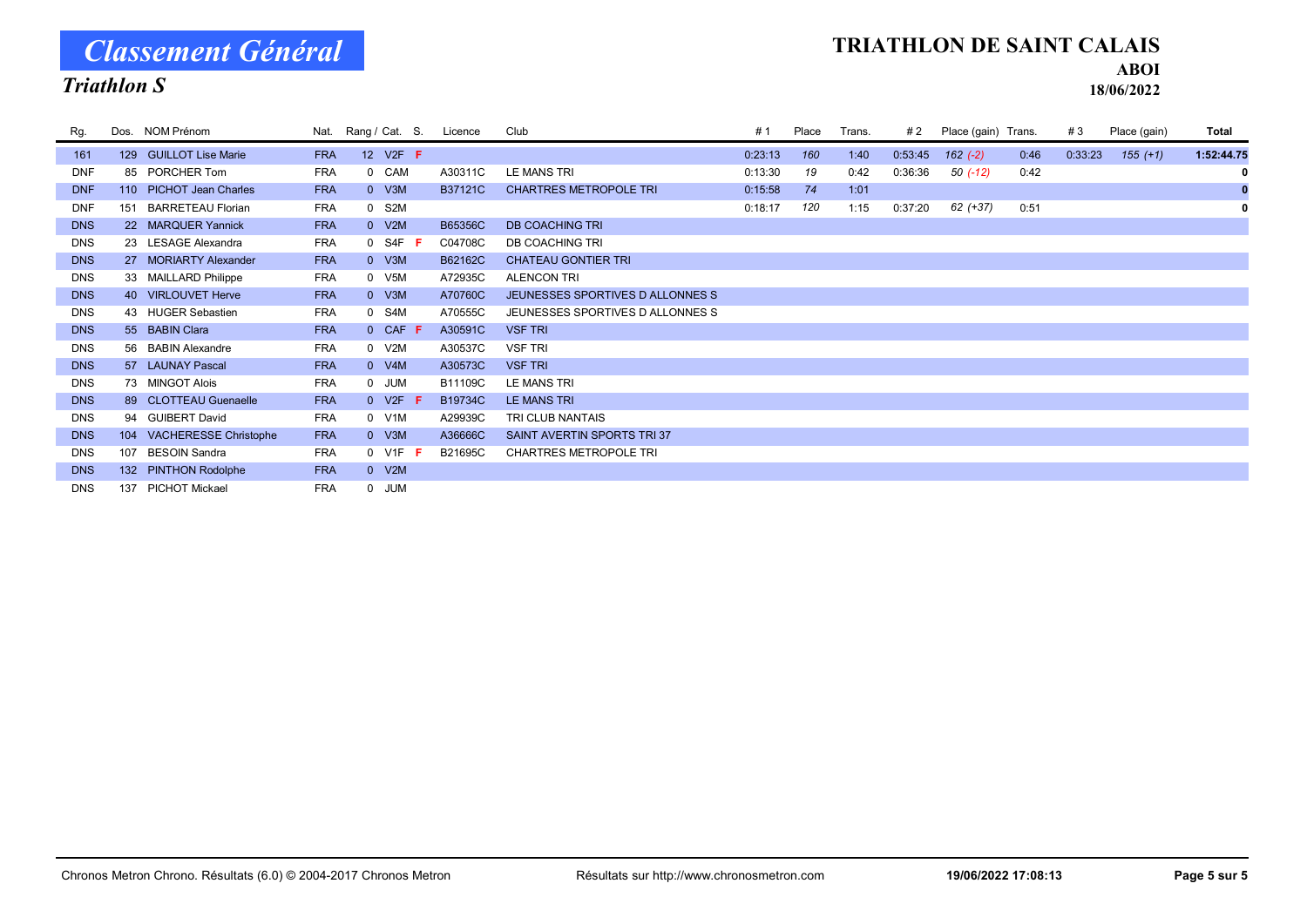# Classement Général

## Triathlon S

# TRIATHLON DE SAINT CALAIS

**ABOI**

**18/06/2022**

| Rg. | Dos. | NOM Prénom | Nat. | Rang / Cat. | S. | Licence | Club | # 1 | Place | Trans. | # 2 | Place (gain) | Trans. | # 3 | Place (gain) | Total |
|---|---|---|---|---|---|---|---|---|---|---|---|---|---|---|---|---|
| 161 | 129 | GUILLOT Lise Marie | FRA | 12 V2F | F | | | 0:23:13 | 160 | 1:40 | 0:53:45 | 162 (-2) | 0:46 | 0:33:23 | 155 (+1) | 1:52:44.75 |
| DNF | 85 | PORCHER Tom | FRA | 0 CAM | | A30311C | LE MANS TRI | 0:13:30 | 19 | 0:42 | 0:36:36 | 50 (-12) | 0:42 | | | 0 |
| DNF | 110 | PICHOT Jean Charles | FRA | 0 V3M | | B37121C | CHARTRES METROPOLE TRI | 0:15:58 | 74 | 1:01 | | | | | | 0 |
| DNF | 151 | BARRETEAU Florian | FRA | 0 S2M | | | | 0:18:17 | 120 | 1:15 | 0:37:20 | 62 (+37) | 0:51 | | | 0 |
| DNS | 22 | MARQUER Yannick | FRA | 0 V2M | | B65356C | DB COACHING TRI | | | | | | | | | |
| DNS | 23 | LESAGE Alexandra | FRA | 0 S4F | F | C04708C | DB COACHING TRI | | | | | | | | | |
| DNS | 27 | MORIARTY Alexander | FRA | 0 V3M | | B62162C | CHATEAU GONTIER TRI | | | | | | | | | |
| DNS | 33 | MAILLARD Philippe | FRA | 0 V5M | | A72935C | ALENCON TRI | | | | | | | | | |
| DNS | 40 | VIRLOUVET Herve | FRA | 0 V3M | | A70760C | JEUNESSES SPORTIVES D ALLONNES S | | | | | | | | | |
| DNS | 43 | HUGER Sebastien | FRA | 0 S4M | | A70555C | JEUNESSES SPORTIVES D ALLONNES S | | | | | | | | | |
| DNS | 55 | BABIN Clara | FRA | 0 CAF | F | A30591C | VSF TRI | | | | | | | | | |
| DNS | 56 | BABIN Alexandre | FRA | 0 V2M | | A30537C | VSF TRI | | | | | | | | | |
| DNS | 57 | LAUNAY Pascal | FRA | 0 V4M | | A30573C | VSF TRI | | | | | | | | | |
| DNS | 73 | MINGOT Alois | FRA | 0 JUM | | B11109C | LE MANS TRI | | | | | | | | | |
| DNS | 89 | CLOTTEAU Guenaelle | FRA | 0 V2F | F | B19734C | LE MANS TRI | | | | | | | | | |
| DNS | 94 | GUIBERT David | FRA | 0 V1M | | A29939C | TRI CLUB NANTAIS | | | | | | | | | |
| DNS | 104 | VACHERESSE Christophe | FRA | 0 V3M | | A36666C | SAINT AVERTIN SPORTS TRI 37 | | | | | | | | | |
| DNS | 107 | BESOIN Sandra | FRA | 0 V1F | F | B21695C | CHARTRES METROPOLE TRI | | | | | | | | | |
| DNS | 132 | PINTHON Rodolphe | FRA | 0 V2M | | | | | | | | | | | | |
| DNS | 137 | PICHOT Mickael | FRA | 0 JUM | | | | | | | | | | | | |

Chronos Metron Chrono. Résultats (6.0) © 2004-2017 Chronos Metron — Résultats sur http://www.chronosmetron.com — 19/06/2022 17:08:13